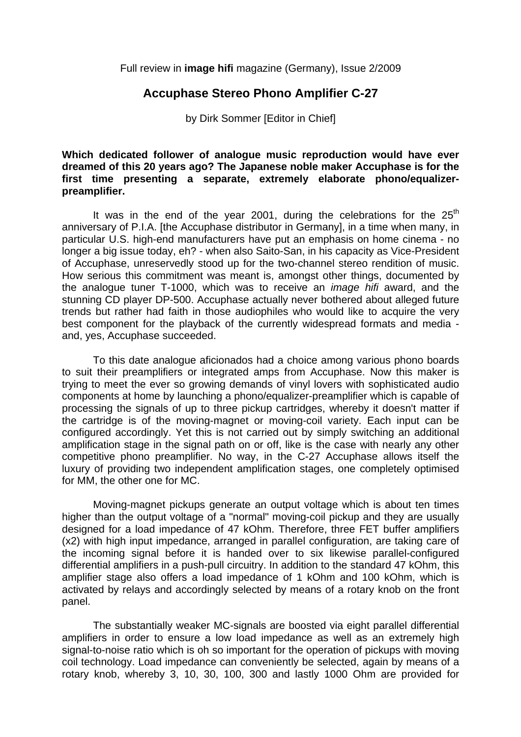Full review in **image hifi** magazine (Germany), Issue 2/2009

# Accuphase Stereo Phono Amplifier C-27

by Dirk Sommer [Editor in Chief]

**Which dedicated follower of analogue music reproduction would have ever dreamed of this 20 years ago? The Japanese noble maker Accuphase is for the first time presenting a separate, extremely elaborate phono/equalizer-preamplifier.**

It was in the end of the year 2001, during the celebrations for the 25th anniversary of P.I.A. [the Accuphase distributor in Germany], in a time when many, in particular U.S. high-end manufacturers have put an emphasis on home cinema - no longer a big issue today, eh? - when also Saito-San, in his capacity as Vice-President of Accuphase, unreservedly stood up for the two-channel stereo rendition of music. How serious this commitment was meant is, amongst other things, documented by the analogue tuner T-1000, which was to receive an *image hifi* award, and the stunning CD player DP-500. Accuphase actually never bothered about alleged future trends but rather had faith in those audiophiles who would like to acquire the very best component for the playback of the currently widespread formats and media - and, yes, Accuphase succeeded.

To this date analogue aficionados had a choice among various phono boards to suit their preamplifiers or integrated amps from Accuphase. Now this maker is trying to meet the ever so growing demands of vinyl lovers with sophisticated audio components at home by launching a phono/equalizer-preamplifier which is capable of processing the signals of up to three pickup cartridges, whereby it doesn't matter if the cartridge is of the moving-magnet or moving-coil variety. Each input can be configured accordingly. Yet this is not carried out by simply switching an additional amplification stage in the signal path on or off, like is the case with nearly any other competitive phono preamplifier. No way, in the C-27 Accuphase allows itself the luxury of providing two independent amplification stages, one completely optimised for MM, the other one for MC.

Moving-magnet pickups generate an output voltage which is about ten times higher than the output voltage of a "normal" moving-coil pickup and they are usually designed for a load impedance of 47 kOhm. Therefore, three FET buffer amplifiers (x2) with high input impedance, arranged in parallel configuration, are taking care of the incoming signal before it is handed over to six likewise parallel-configured differential amplifiers in a push-pull circuitry. In addition to the standard 47 kOhm, this amplifier stage also offers a load impedance of 1 kOhm and 100 kOhm, which is activated by relays and accordingly selected by means of a rotary knob on the front panel.

The substantially weaker MC-signals are boosted via eight parallel differential amplifiers in order to ensure a low load impedance as well as an extremely high signal-to-noise ratio which is oh so important for the operation of pickups with moving coil technology. Load impedance can conveniently be selected, again by means of a rotary knob, whereby 3, 10, 30, 100, 300 and lastly 1000 Ohm are provided for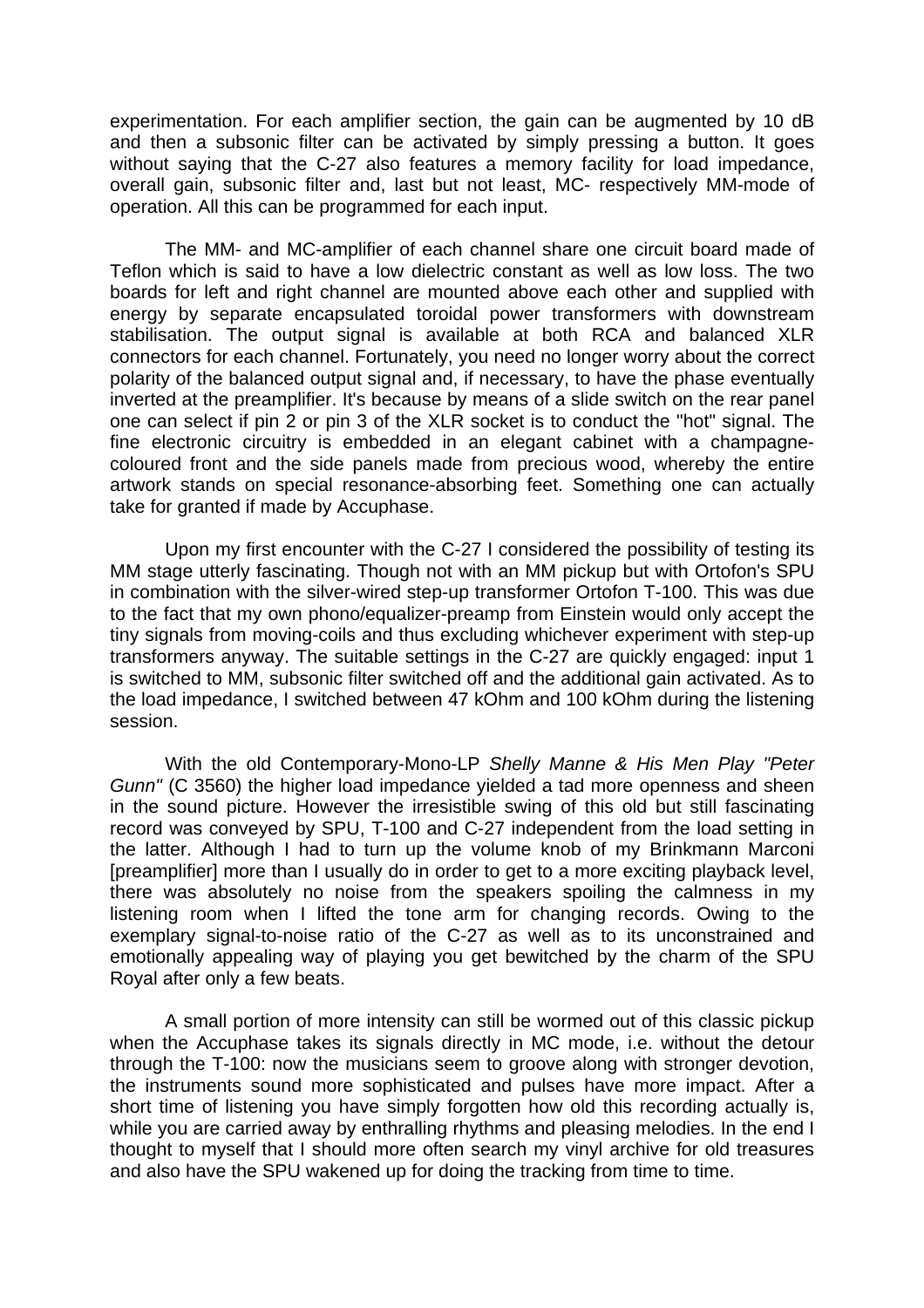experimentation. For each amplifier section, the gain can be augmented by 10 dB and then a subsonic filter can be activated by simply pressing a button. It goes without saying that the C-27 also features a memory facility for load impedance, overall gain, subsonic filter and, last but not least, MC- respectively MM-mode of operation. All this can be programmed for each input.

The MM- and MC-amplifier of each channel share one circuit board made of Teflon which is said to have a low dielectric constant as well as low loss. The two boards for left and right channel are mounted above each other and supplied with energy by separate encapsulated toroidal power transformers with downstream stabilisation. The output signal is available at both RCA and balanced XLR connectors for each channel. Fortunately, you need no longer worry about the correct polarity of the balanced output signal and, if necessary, to have the phase eventually inverted at the preamplifier. It's because by means of a slide switch on the rear panel one can select if pin 2 or pin 3 of the XLR socket is to conduct the "hot" signal. The fine electronic circuitry is embedded in an elegant cabinet with a champagne-coloured front and the side panels made from precious wood, whereby the entire artwork stands on special resonance-absorbing feet. Something one can actually take for granted if made by Accuphase.

Upon my first encounter with the C-27 I considered the possibility of testing its MM stage utterly fascinating. Though not with an MM pickup but with Ortofon's SPU in combination with the silver-wired step-up transformer Ortofon T-100. This was due to the fact that my own phono/equalizer-preamp from Einstein would only accept the tiny signals from moving-coils and thus excluding whichever experiment with step-up transformers anyway. The suitable settings in the C-27 are quickly engaged: input 1 is switched to MM, subsonic filter switched off and the additional gain activated. As to the load impedance, I switched between 47 kOhm and 100 kOhm during the listening session.

With the old Contemporary-Mono-LP *Shelly Manne & His Men Play "Peter Gunn"* (C 3560) the higher load impedance yielded a tad more openness and sheen in the sound picture. However the irresistible swing of this old but still fascinating record was conveyed by SPU, T-100 and C-27 independent from the load setting in the latter. Although I had to turn up the volume knob of my Brinkmann Marconi [preamplifier] more than I usually do in order to get to a more exciting playback level, there was absolutely no noise from the speakers spoiling the calmness in my listening room when I lifted the tone arm for changing records. Owing to the exemplary signal-to-noise ratio of the C-27 as well as to its unconstrained and emotionally appealing way of playing you get bewitched by the charm of the SPU Royal after only a few beats.

A small portion of more intensity can still be wormed out of this classic pickup when the Accuphase takes its signals directly in MC mode, i.e. without the detour through the T-100: now the musicians seem to groove along with stronger devotion, the instruments sound more sophisticated and pulses have more impact. After a short time of listening you have simply forgotten how old this recording actually is, while you are carried away by enthralling rhythms and pleasing melodies. In the end I thought to myself that I should more often search my vinyl archive for old treasures and also have the SPU wakened up for doing the tracking from time to time.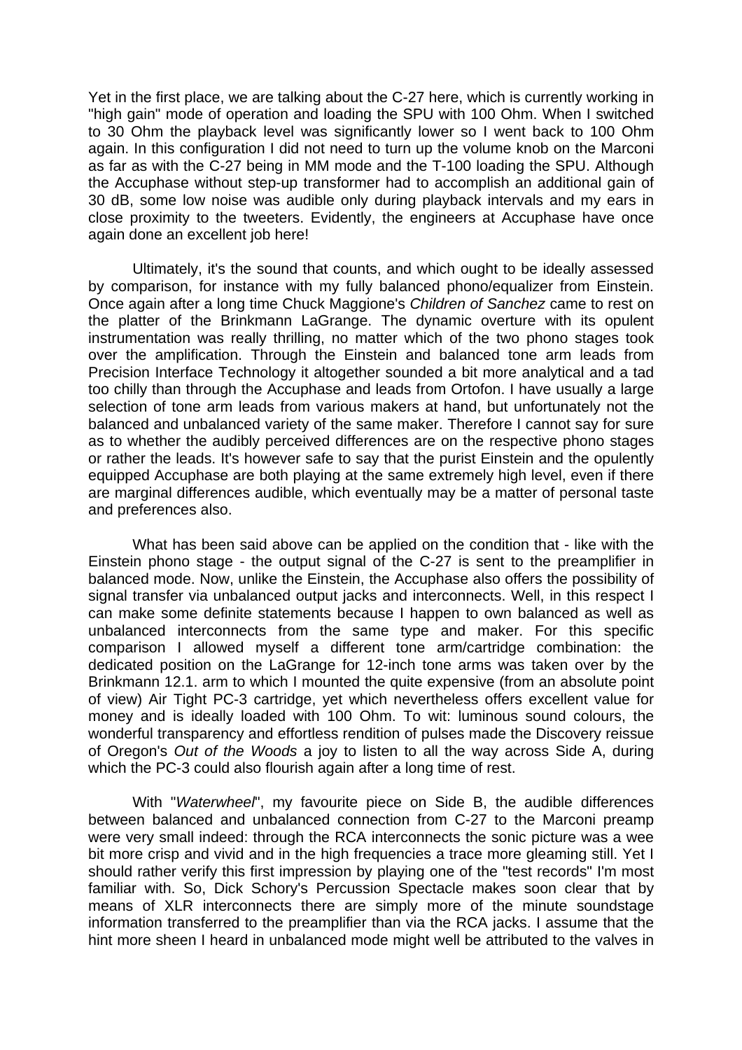Yet in the first place, we are talking about the C-27 here, which is currently working in "high gain" mode of operation and loading the SPU with 100 Ohm. When I switched to 30 Ohm the playback level was significantly lower so I went back to 100 Ohm again. In this configuration I did not need to turn up the volume knob on the Marconi as far as with the C-27 being in MM mode and the T-100 loading the SPU. Although the Accuphase without step-up transformer had to accomplish an additional gain of 30 dB, some low noise was audible only during playback intervals and my ears in close proximity to the tweeters. Evidently, the engineers at Accuphase have once again done an excellent job here!

Ultimately, it's the sound that counts, and which ought to be ideally assessed by comparison, for instance with my fully balanced phono/equalizer from Einstein. Once again after a long time Chuck Maggione's *Children of Sanchez* came to rest on the platter of the Brinkmann LaGrange. The dynamic overture with its opulent instrumentation was really thrilling, no matter which of the two phono stages took over the amplification. Through the Einstein and balanced tone arm leads from Precision Interface Technology it altogether sounded a bit more analytical and a tad too chilly than through the Accuphase and leads from Ortofon. I have usually a large selection of tone arm leads from various makers at hand, but unfortunately not the balanced and unbalanced variety of the same maker. Therefore I cannot say for sure as to whether the audibly perceived differences are on the respective phono stages or rather the leads. It's however safe to say that the purist Einstein and the opulently equipped Accuphase are both playing at the same extremely high level, even if there are marginal differences audible, which eventually may be a matter of personal taste and preferences also.

What has been said above can be applied on the condition that - like with the Einstein phono stage - the output signal of the C-27 is sent to the preamplifier in balanced mode. Now, unlike the Einstein, the Accuphase also offers the possibility of signal transfer via unbalanced output jacks and interconnects. Well, in this respect I can make some definite statements because I happen to own balanced as well as unbalanced interconnects from the same type and maker. For this specific comparison I allowed myself a different tone arm/cartridge combination: the dedicated position on the LaGrange for 12-inch tone arms was taken over by the Brinkmann 12.1. arm to which I mounted the quite expensive (from an absolute point of view) Air Tight PC-3 cartridge, yet which nevertheless offers excellent value for money and is ideally loaded with 100 Ohm. To wit: luminous sound colours, the wonderful transparency and effortless rendition of pulses made the Discovery reissue of Oregon's *Out of the Woods* a joy to listen to all the way across Side A, during which the PC-3 could also flourish again after a long time of rest.

With "*Waterwheel*", my favourite piece on Side B, the audible differences between balanced and unbalanced connection from C-27 to the Marconi preamp were very small indeed: through the RCA interconnects the sonic picture was a wee bit more crisp and vivid and in the high frequencies a trace more gleaming still. Yet I should rather verify this first impression by playing one of the "test records" I'm most familiar with. So, Dick Schory's Percussion Spectacle makes soon clear that by means of XLR interconnects there are simply more of the minute soundstage information transferred to the preamplifier than via the RCA jacks. I assume that the hint more sheen I heard in unbalanced mode might well be attributed to the valves in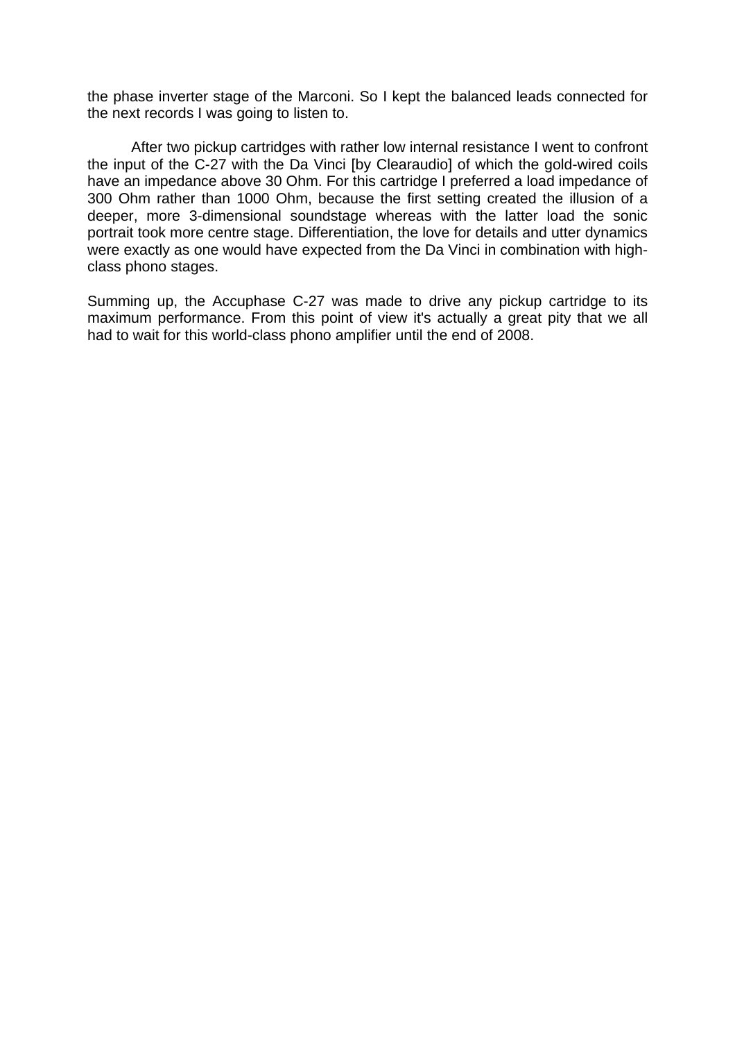the phase inverter stage of the Marconi. So I kept the balanced leads connected for the next records I was going to listen to.

After two pickup cartridges with rather low internal resistance I went to confront the input of the C-27 with the Da Vinci [by Clearaudio] of which the gold-wired coils have an impedance above 30 Ohm. For this cartridge I preferred a load impedance of 300 Ohm rather than 1000 Ohm, because the first setting created the illusion of a deeper, more 3-dimensional soundstage whereas with the latter load the sonic portrait took more centre stage. Differentiation, the love for details and utter dynamics were exactly as one would have expected from the Da Vinci in combination with high-class phono stages.

Summing up, the Accuphase C-27 was made to drive any pickup cartridge to its maximum performance. From this point of view it's actually a great pity that we all had to wait for this world-class phono amplifier until the end of 2008.